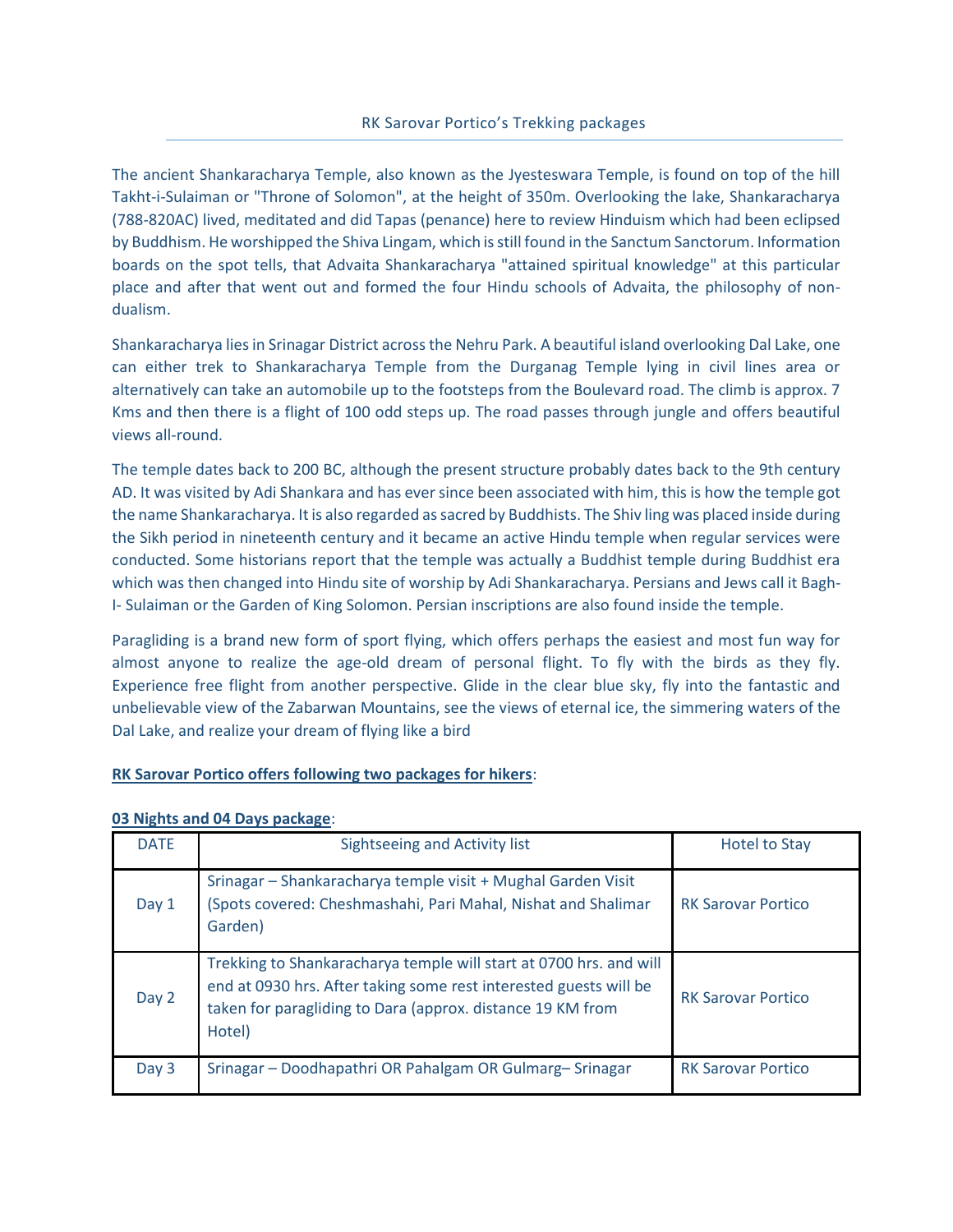# RK Sarovar Portico's Trekking packages

The ancient Shankaracharya Temple, also known as the Jyesteswara Temple, is found on top of the hill Takht-i-Sulaiman or "Throne of Solomon", at the height of 350m. Overlooking the lake, Shankaracharya (788-820AC) lived, meditated and did Tapas (penance) here to review Hinduism which had been eclipsed by Buddhism. He worshipped the Shiva Lingam, which is still found in the Sanctum Sanctorum. Information boards on the spot tells, that Advaita Shankaracharya "attained spiritual knowledge" at this particular place and after that went out and formed the four Hindu schools of Advaita, the philosophy of non-dualism.

Shankaracharya lies in Srinagar District across the Nehru Park. A beautiful island overlooking Dal Lake, one can either trek to Shankaracharya Temple from the Durganag Temple lying in civil lines area or alternatively can take an automobile up to the footsteps from the Boulevard road. The climb is approx. 7 Kms and then there is a flight of 100 odd steps up. The road passes through jungle and offers beautiful views all-round.

The temple dates back to 200 BC, although the present structure probably dates back to the 9th century AD. It was visited by Adi Shankara and has ever since been associated with him, this is how the temple got the name Shankaracharya. It is also regarded as sacred by Buddhists. The Shiv ling was placed inside during the Sikh period in nineteenth century and it became an active Hindu temple when regular services were conducted. Some historians report that the temple was actually a Buddhist temple during Buddhist era which was then changed into Hindu site of worship by Adi Shankaracharya. Persians and Jews call it Bagh-I- Sulaiman or the Garden of King Solomon. Persian inscriptions are also found inside the temple.

Paragliding is a brand new form of sport flying, which offers perhaps the easiest and most fun way for almost anyone to realize the age-old dream of personal flight. To fly with the birds as they fly. Experience free flight from another perspective. Glide in the clear blue sky, fly into the fantastic and unbelievable view of the Zabarwan Mountains, see the views of eternal ice, the simmering waters of the Dal Lake, and realize your dream of flying like a bird

**RK Sarovar Portico offers following two packages for hikers**:

**03 Nights and 04 Days package**:

| DATE | Sightseeing and Activity list | Hotel to Stay |
|---|---|---|
| Day 1 | Srinagar – Shankaracharya temple visit + Mughal Garden Visit (Spots covered: Cheshmashahi, Pari Mahal, Nishat and Shalimar Garden) | RK Sarovar Portico |
| Day 2 | Trekking to Shankaracharya temple will start at 0700 hrs. and will end at 0930 hrs. After taking some rest interested guests will be taken for paragliding to Dara (approx. distance 19 KM from Hotel) | RK Sarovar Portico |
| Day 3 | Srinagar – Doodhapathri OR Pahalgam OR Gulmarg– Srinagar | RK Sarovar Portico |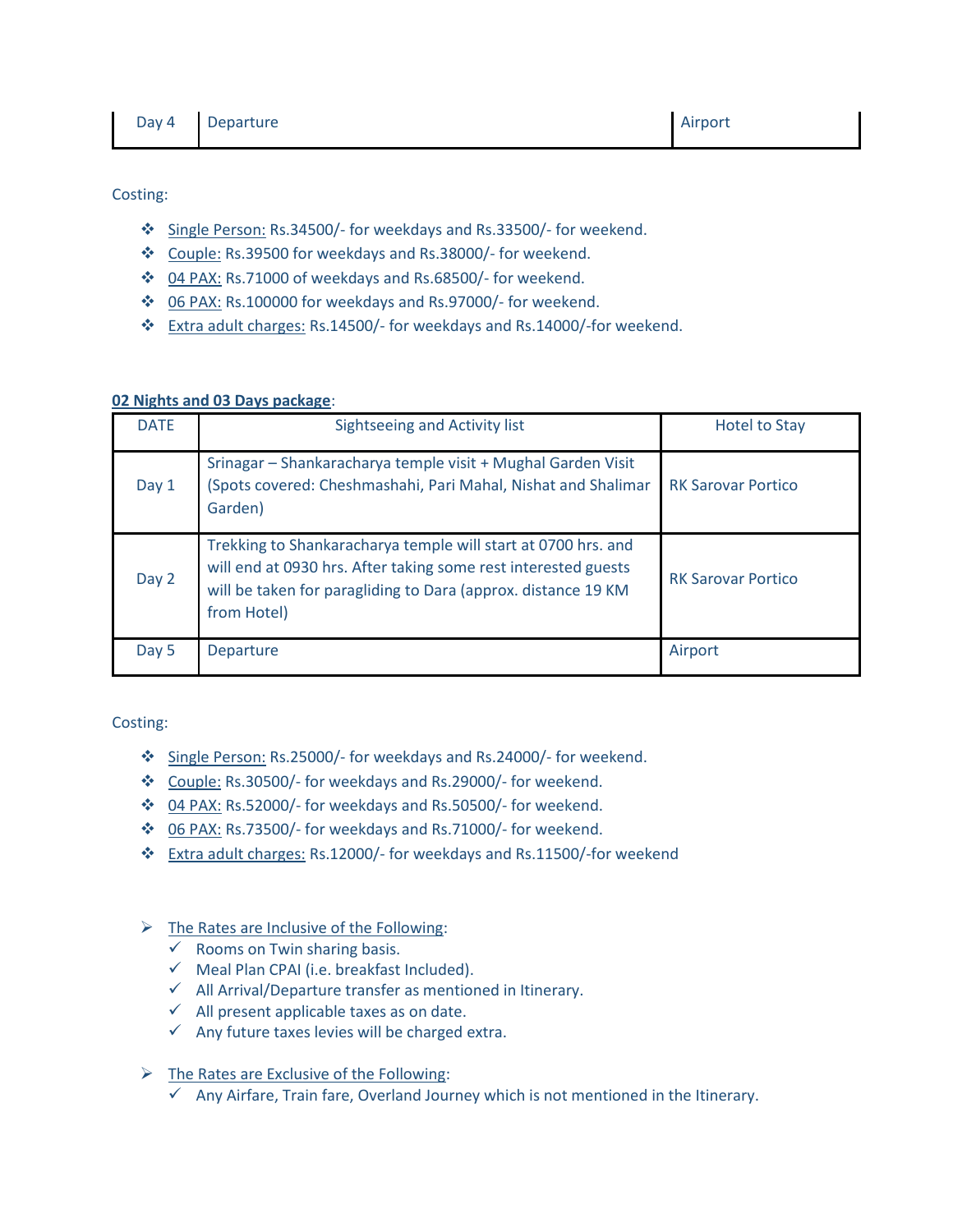| Day 4 | Departure | Airport |
|---|---|---|

Costing:

- Single Person: Rs.34500/- for weekdays and Rs.33500/- for weekend.
- Couple: Rs.39500 for weekdays and Rs.38000/- for weekend.
- 04 PAX: Rs.71000 of weekdays and Rs.68500/- for weekend.
- 06 PAX: Rs.100000 for weekdays and Rs.97000/- for weekend.
- Extra adult charges: Rs.14500/- for weekdays and Rs.14000/-for weekend.

**02 Nights and 03 Days package**:

| DATE | Sightseeing and Activity list | Hotel to Stay |
|---|---|---|
| Day 1 | Srinagar – Shankaracharya temple visit + Mughal Garden Visit (Spots covered: Cheshmashahi, Pari Mahal, Nishat and Shalimar Garden) | RK Sarovar Portico |
| Day 2 | Trekking to Shankaracharya temple will start at 0700 hrs. and will end at 0930 hrs. After taking some rest interested guests will be taken for paragliding to Dara (approx. distance 19 KM from Hotel) | RK Sarovar Portico |
| Day 5 | Departure | Airport |

Costing:

- Single Person: Rs.25000/- for weekdays and Rs.24000/- for weekend.
- Couple: Rs.30500/- for weekdays and Rs.29000/- for weekend.
- 04 PAX: Rs.52000/- for weekdays and Rs.50500/- for weekend.
- 06 PAX: Rs.73500/- for weekdays and Rs.71000/- for weekend.
- Extra adult charges: Rs.12000/- for weekdays and Rs.11500/-for weekend

- The Rates are Inclusive of the Following:
  - ✓ Rooms on Twin sharing basis.
  - ✓ Meal Plan CPAI (i.e. breakfast Included).
  - ✓ All Arrival/Departure transfer as mentioned in Itinerary.
  - ✓ All present applicable taxes as on date.
  - ✓ Any future taxes levies will be charged extra.

- The Rates are Exclusive of the Following:
  - ✓ Any Airfare, Train fare, Overland Journey which is not mentioned in the Itinerary.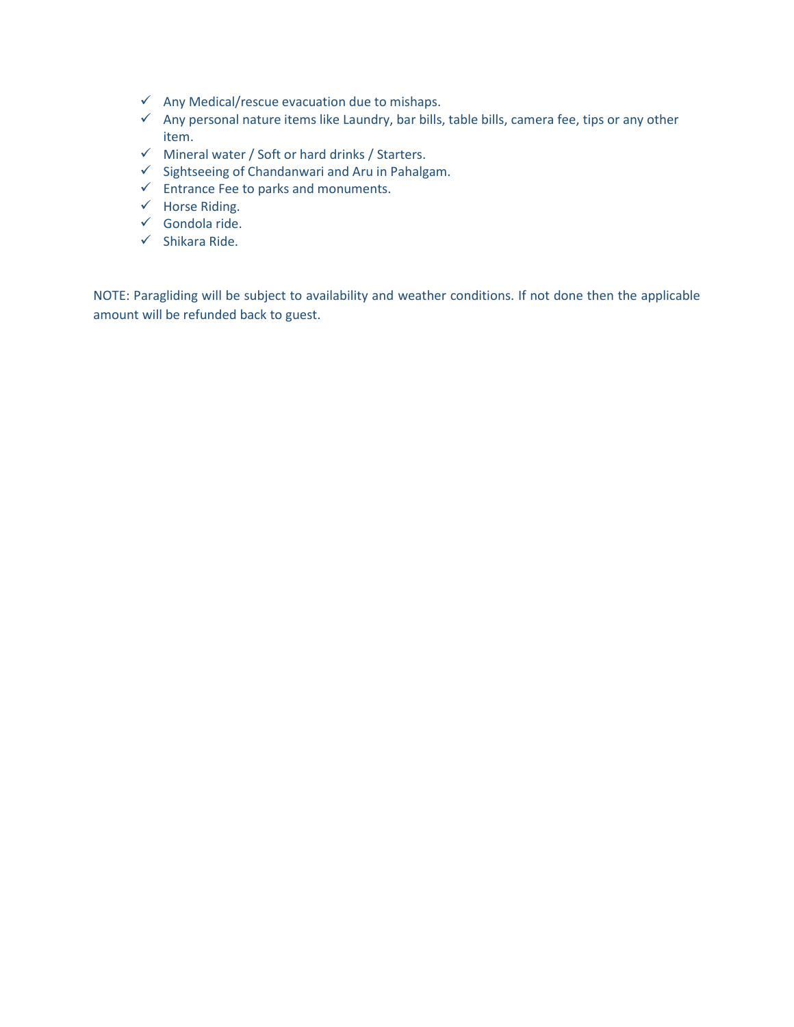- ✓ Any Medical/rescue evacuation due to mishaps.
- ✓ Any personal nature items like Laundry, bar bills, table bills, camera fee, tips or any other item.
- ✓ Mineral water / Soft or hard drinks / Starters.
- ✓ Sightseeing of Chandanwari and Aru in Pahalgam.
- ✓ Entrance Fee to parks and monuments.
- ✓ Horse Riding.
- ✓ Gondola ride.
- ✓ Shikara Ride.

NOTE: Paragliding will be subject to availability and weather conditions. If not done then the applicable amount will be refunded back to guest.